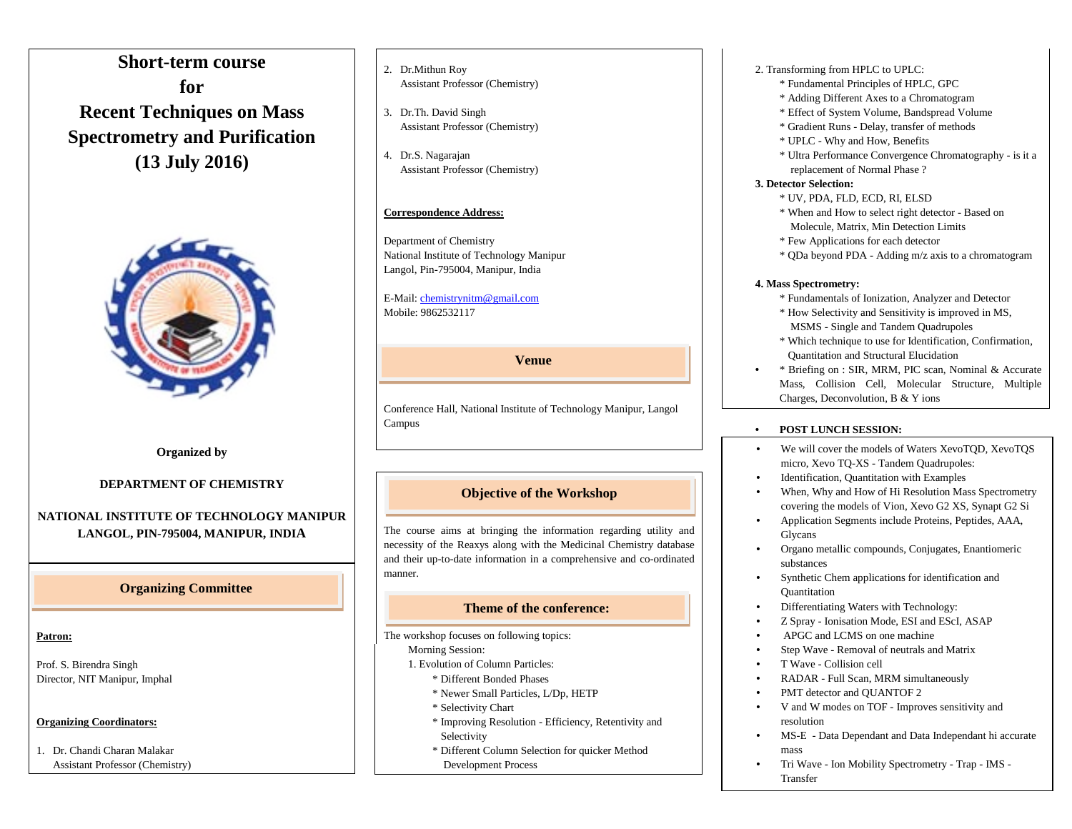# Short-term course for Recent Techniques on Mass Spectrometry and Purification (13 July 2016)

**Organized by**

**DEPARTMENT OF CHEMISTRY**

**NATIONAL INSTITUTE OF TECHNOLOGY MANIPUR LANGOL, PIN-795004, MANIPUR, INDIA**

## Organizing Committee

**Patron:**

Prof. S. Birendra Singh
Director, NIT Manipur, Imphal

**Organizing Coordinators:**

1. Dr. Chandi Charan Malakar
   Assistant Professor (Chemistry)
2. Dr.Mithun Roy
   Assistant Professor (Chemistry)
3. Dr.Th. David Singh
   Assistant Professor (Chemistry)
4. Dr.S. Nagarajan
   Assistant Professor (Chemistry)

**Correspondence Address:**

Department of Chemistry
National Institute of Technology Manipur
Langol, Pin-795004, Manipur, India

E-Mail: chemistrynitm@gmail.com
Mobile: 9862532117

## Venue

Conference Hall, National Institute of Technology Manipur, Langol Campus

## Objective of the Workshop

The course aims at bringing the information regarding utility and necessity of the Reaxys along with the Medicinal Chemistry database and their up-to-date information in a comprehensive and co-ordinated manner.

## Theme of the conference:

The workshop focuses on following topics:

Morning Session:

1. Evolution of Column Particles:
   * Different Bonded Phases
   * Newer Small Particles, L/Dp, HETP
   * Selectivity Chart
   * Improving Resolution - Efficiency, Retentivity and Selectivity
   * Different Column Selection for quicker Method Development Process

2. Transforming from HPLC to UPLC:
   * Fundamental Principles of HPLC, GPC
   * Adding Different Axes to a Chromatogram
   * Effect of System Volume, Bandspread Volume
   * Gradient Runs - Delay, transfer of methods
   * UPLC - Why and How, Benefits
   * Ultra Performance Convergence Chromatography - is it a replacement of Normal Phase ?

**3. Detector Selection:**
   * UV, PDA, FLD, ECD, RI, ELSD
   * When and How to select right detector - Based on Molecule, Matrix, Min Detection Limits
   * Few Applications for each detector
   * QDa beyond PDA - Adding m/z axis to a chromatogram

**4. Mass Spectrometry:**
   * Fundamentals of Ionization, Analyzer and Detector
   * How Selectivity and Sensitivity is improved in MS, MSMS - Single and Tandem Quadrupoles
   * Which technique to use for Identification, Confirmation, Quantitation and Structural Elucidation
   * Briefing on : SIR, MRM, PIC scan, Nominal & Accurate Mass, Collision Cell, Molecular Structure, Multiple Charges, Deconvolution, B & Y ions

- **POST LUNCH SESSION:**

- We will cover the models of Waters XevoTQD, XevoTQS micro, Xevo TQ-XS - Tandem Quadrupoles:
- Identification, Quantitation with Examples
- When, Why and How of Hi Resolution Mass Spectrometry covering the models of Vion, Xevo G2 XS, Synapt G2 Si
- Application Segments include Proteins, Peptides, AAA, Glycans
- Organo metallic compounds, Conjugates, Enantiomeric substances
- Synthetic Chem applications for identification and Quantitation
- Differentiating Waters with Technology:
- Z Spray - Ionisation Mode, ESI and EScI, ASAP
- APGC and LCMS on one machine
- Step Wave - Removal of neutrals and Matrix
- T Wave - Collision cell
- RADAR - Full Scan, MRM simultaneously
- PMT detector and QUANTOF 2
- V and W modes on TOF - Improves sensitivity and resolution
- MS-E - Data Dependant and Data Independant hi accurate mass
- Tri Wave - Ion Mobility Spectrometry - Trap - IMS - Transfer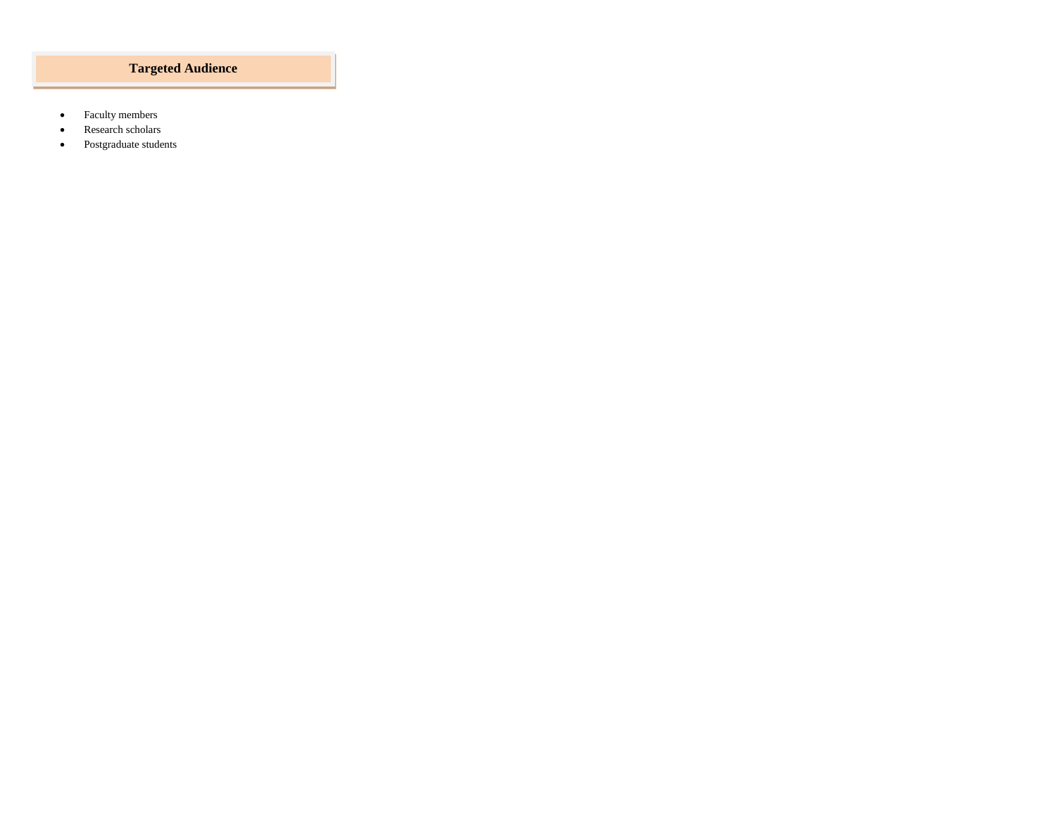## Targeted Audience

- Faculty members
- Research scholars
- Postgraduate students